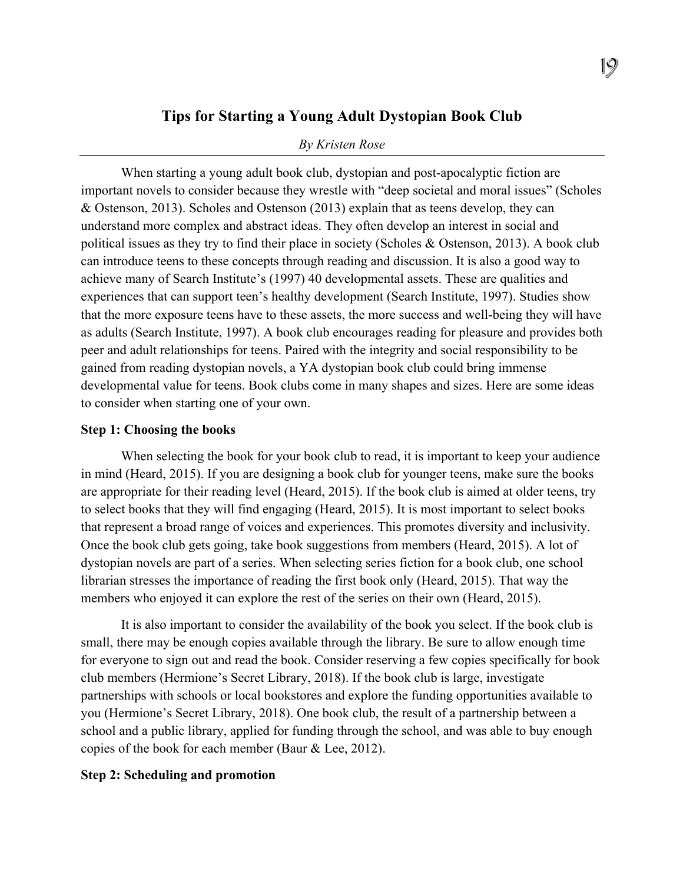# Tips for Starting a Young Adult Dystopian Book Club

*By Kristen Rose*

When starting a young adult book club, dystopian and post-apocalyptic fiction are important novels to consider because they wrestle with "deep societal and moral issues" (Scholes & Ostenson, 2013). Scholes and Ostenson (2013) explain that as teens develop, they can understand more complex and abstract ideas. They often develop an interest in social and political issues as they try to find their place in society (Scholes & Ostenson, 2013). A book club can introduce teens to these concepts through reading and discussion. It is also a good way to achieve many of Search Institute's (1997) 40 developmental assets. These are qualities and experiences that can support teen's healthy development (Search Institute, 1997). Studies show that the more exposure teens have to these assets, the more success and well-being they will have as adults (Search Institute, 1997). A book club encourages reading for pleasure and provides both peer and adult relationships for teens. Paired with the integrity and social responsibility to be gained from reading dystopian novels, a YA dystopian book club could bring immense developmental value for teens. Book clubs come in many shapes and sizes. Here are some ideas to consider when starting one of your own.

**Step 1: Choosing the books**

When selecting the book for your book club to read, it is important to keep your audience in mind (Heard, 2015). If you are designing a book club for younger teens, make sure the books are appropriate for their reading level (Heard, 2015). If the book club is aimed at older teens, try to select books that they will find engaging (Heard, 2015). It is most important to select books that represent a broad range of voices and experiences. This promotes diversity and inclusivity. Once the book club gets going, take book suggestions from members (Heard, 2015). A lot of dystopian novels are part of a series. When selecting series fiction for a book club, one school librarian stresses the importance of reading the first book only (Heard, 2015). That way the members who enjoyed it can explore the rest of the series on their own (Heard, 2015).

It is also important to consider the availability of the book you select. If the book club is small, there may be enough copies available through the library. Be sure to allow enough time for everyone to sign out and read the book. Consider reserving a few copies specifically for book club members (Hermione's Secret Library, 2018). If the book club is large, investigate partnerships with schools or local bookstores and explore the funding opportunities available to you (Hermione's Secret Library, 2018). One book club, the result of a partnership between a school and a public library, applied for funding through the school, and was able to buy enough copies of the book for each member (Baur & Lee, 2012).

**Step 2: Scheduling and promotion**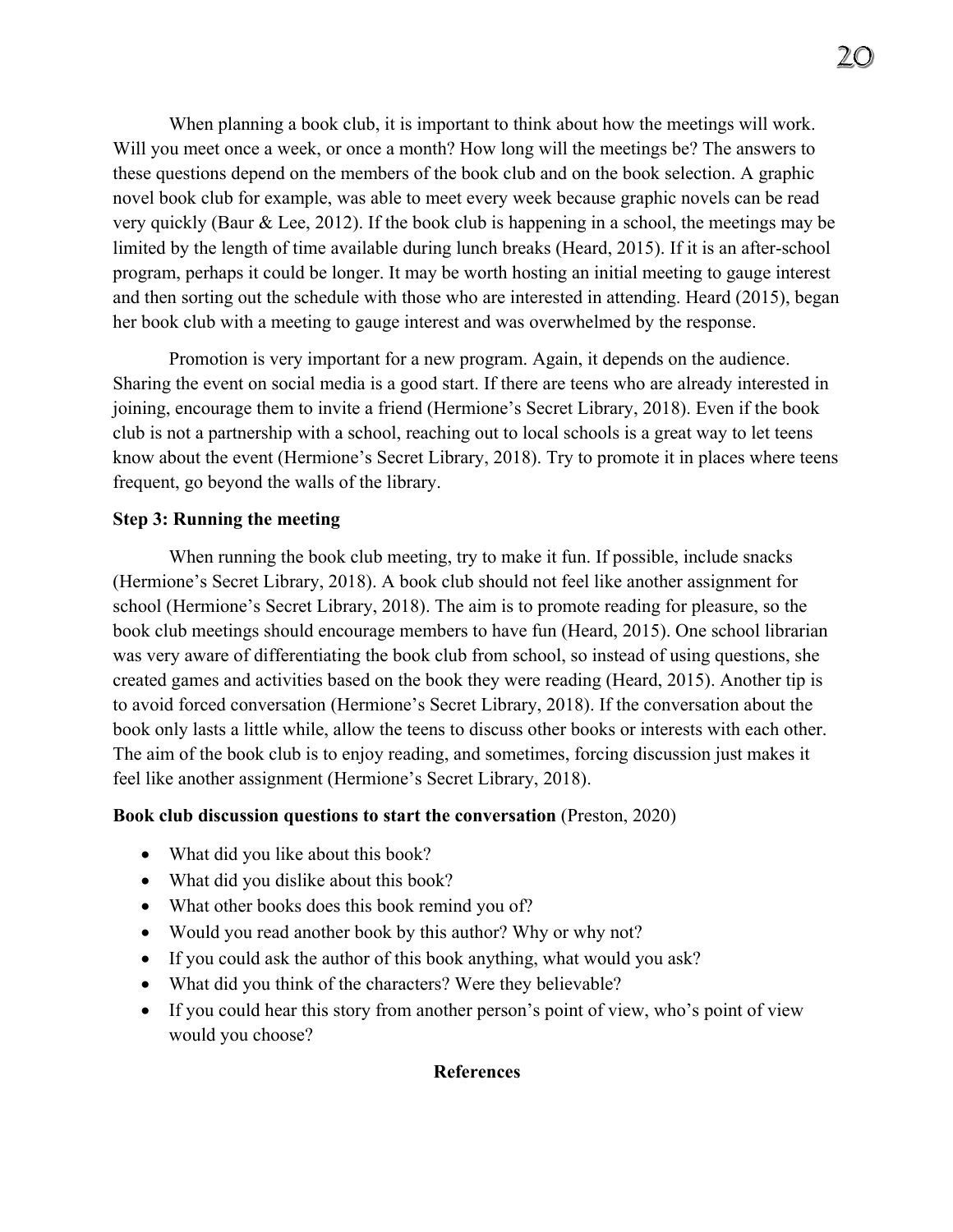When planning a book club, it is important to think about how the meetings will work. Will you meet once a week, or once a month? How long will the meetings be? The answers to these questions depend on the members of the book club and on the book selection. A graphic novel book club for example, was able to meet every week because graphic novels can be read very quickly (Baur & Lee, 2012). If the book club is happening in a school, the meetings may be limited by the length of time available during lunch breaks (Heard, 2015). If it is an after-school program, perhaps it could be longer. It may be worth hosting an initial meeting to gauge interest and then sorting out the schedule with those who are interested in attending. Heard (2015), began her book club with a meeting to gauge interest and was overwhelmed by the response.

Promotion is very important for a new program. Again, it depends on the audience. Sharing the event on social media is a good start. If there are teens who are already interested in joining, encourage them to invite a friend (Hermione's Secret Library, 2018). Even if the book club is not a partnership with a school, reaching out to local schools is a great way to let teens know about the event (Hermione's Secret Library, 2018). Try to promote it in places where teens frequent, go beyond the walls of the library.

**Step 3: Running the meeting**

When running the book club meeting, try to make it fun. If possible, include snacks (Hermione's Secret Library, 2018). A book club should not feel like another assignment for school (Hermione's Secret Library, 2018). The aim is to promote reading for pleasure, so the book club meetings should encourage members to have fun (Heard, 2015). One school librarian was very aware of differentiating the book club from school, so instead of using questions, she created games and activities based on the book they were reading (Heard, 2015). Another tip is to avoid forced conversation (Hermione's Secret Library, 2018). If the conversation about the book only lasts a little while, allow the teens to discuss other books or interests with each other. The aim of the book club is to enjoy reading, and sometimes, forcing discussion just makes it feel like another assignment (Hermione's Secret Library, 2018).

**Book club discussion questions to start the conversation** (Preston, 2020)

- What did you like about this book?
- What did you dislike about this book?
- What other books does this book remind you of?
- Would you read another book by this author? Why or why not?
- If you could ask the author of this book anything, what would you ask?
- What did you think of the characters? Were they believable?
- If you could hear this story from another person's point of view, who's point of view would you choose?

**References**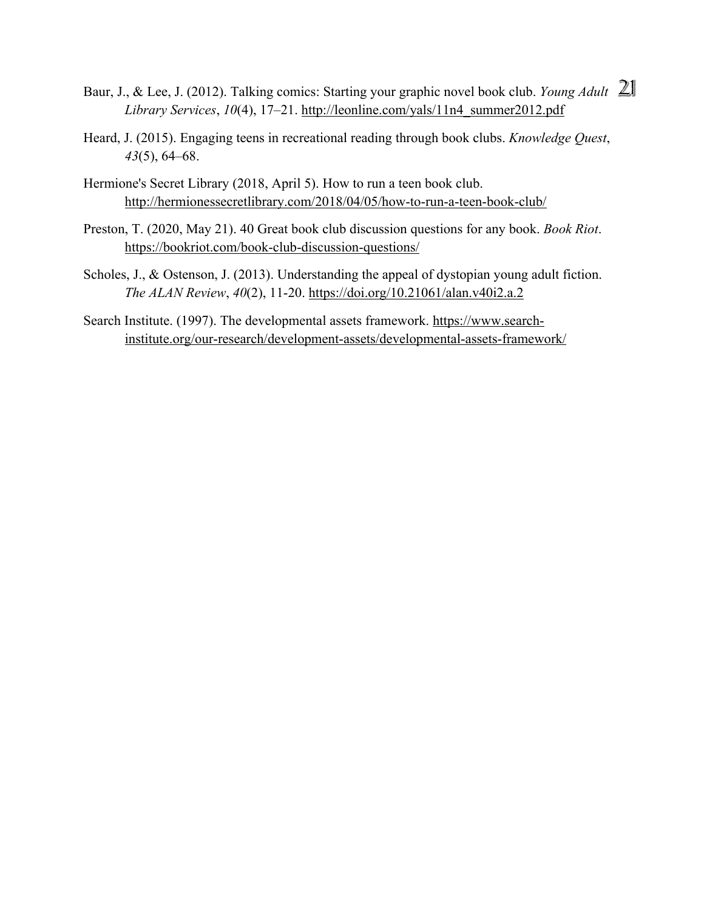Baur, J., & Lee, J. (2012). Talking comics: Starting your graphic novel book club. *Young Adult Library Services*, *10*(4), 17–21. http://leonline.com/yals/11n4_summer2012.pdf

Heard, J. (2015). Engaging teens in recreational reading through book clubs. *Knowledge Quest*, *43*(5), 64–68.

Hermione's Secret Library (2018, April 5). How to run a teen book club. http://hermionessecretlibrary.com/2018/04/05/how-to-run-a-teen-book-club/

Preston, T. (2020, May 21). 40 Great book club discussion questions for any book. *Book Riot*. https://bookriot.com/book-club-discussion-questions/

Scholes, J., & Ostenson, J. (2013). Understanding the appeal of dystopian young adult fiction. *The ALAN Review*, *40*(2), 11-20. https://doi.org/10.21061/alan.v40i2.a.2

Search Institute. (1997). The developmental assets framework. https://www.search-institute.org/our-research/development-assets/developmental-assets-framework/